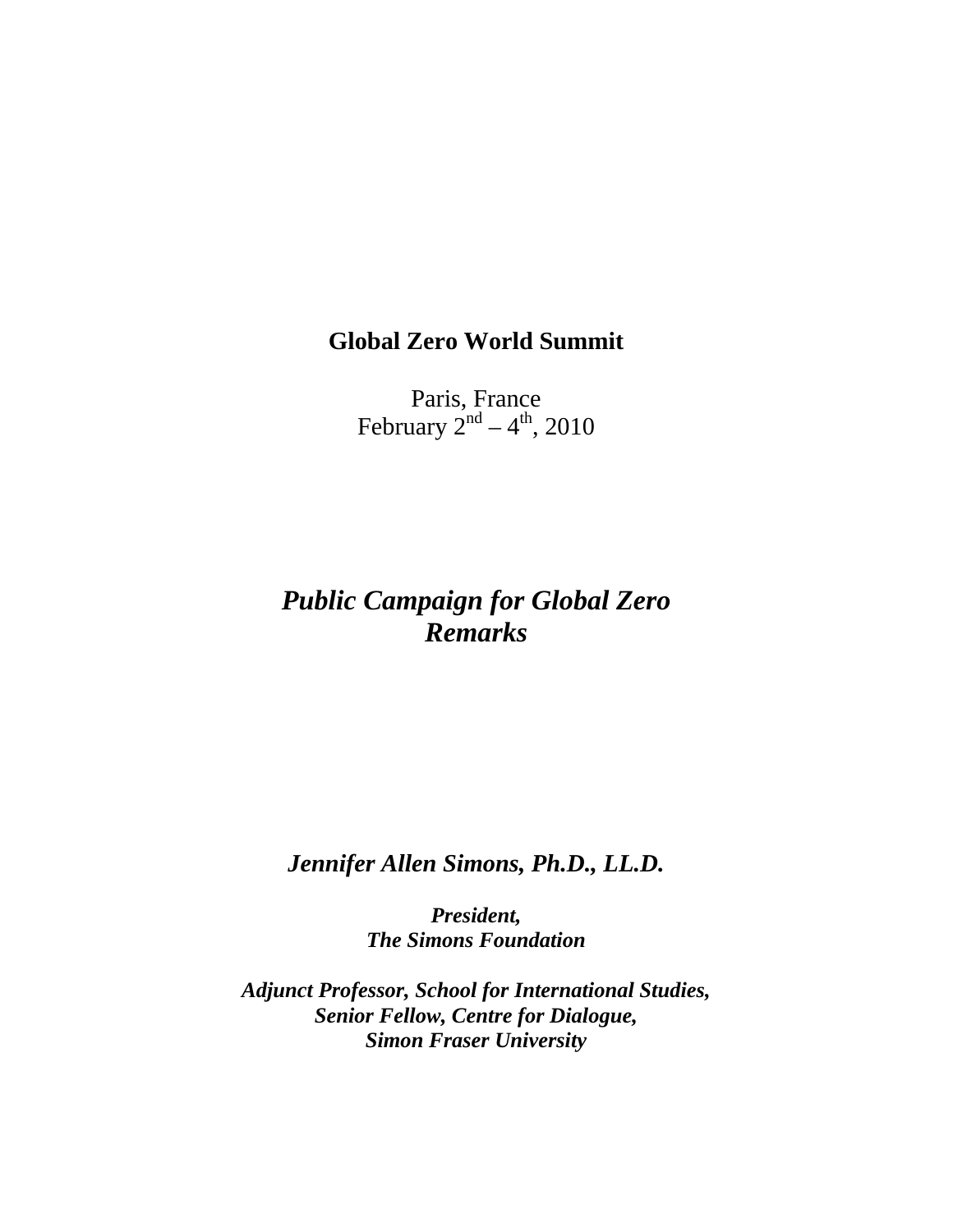**Global Zero World Summit**

Paris, France
February 2nd – 4th, 2010

# *Public Campaign for Global Zero Remarks*

***Jennifer Allen Simons, Ph.D., LL.D.***

***President,***
***The Simons Foundation***

***Adjunct Professor, School for International Studies,***
***Senior Fellow, Centre for Dialogue,***
***Simon Fraser University***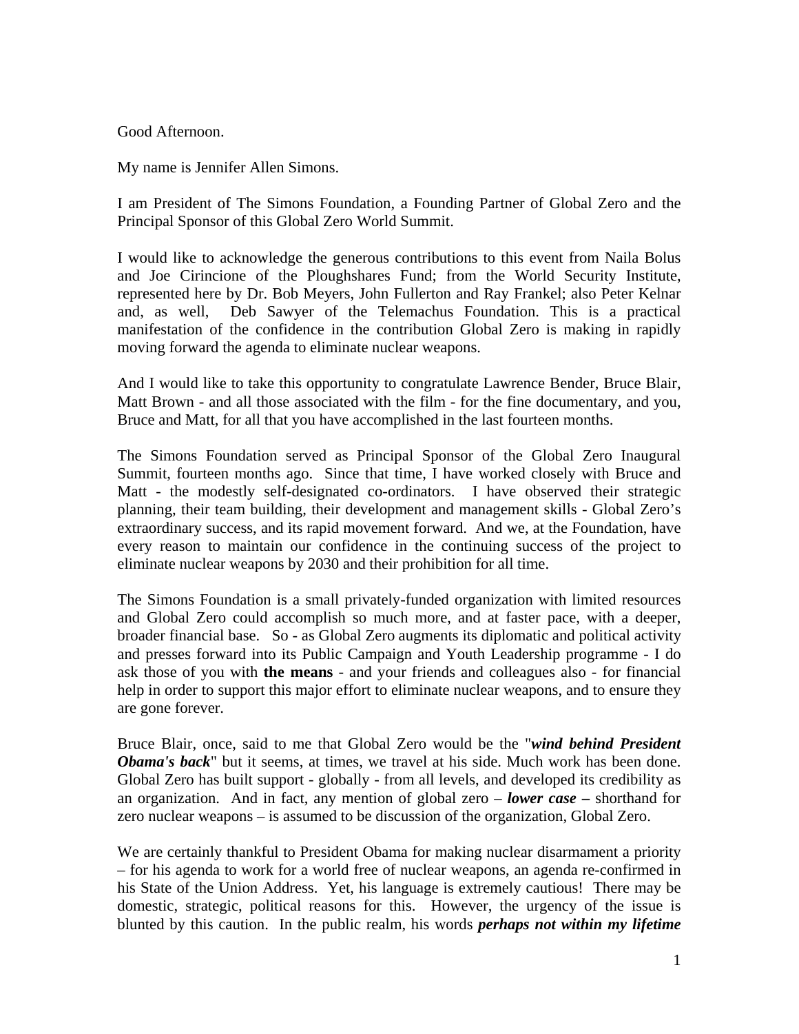Good Afternoon.

My name is Jennifer Allen Simons.

I am President of The Simons Foundation, a Founding Partner of Global Zero and the Principal Sponsor of this Global Zero World Summit.

I would like to acknowledge the generous contributions to this event from Naila Bolus and Joe Cirincione of the Ploughshares Fund; from the World Security Institute, represented here by Dr. Bob Meyers, John Fullerton and Ray Frankel; also Peter Kelnar and, as well, Deb Sawyer of the Telemachus Foundation. This is a practical manifestation of the confidence in the contribution Global Zero is making in rapidly moving forward the agenda to eliminate nuclear weapons.

And I would like to take this opportunity to congratulate Lawrence Bender, Bruce Blair, Matt Brown - and all those associated with the film - for the fine documentary, and you, Bruce and Matt, for all that you have accomplished in the last fourteen months.

The Simons Foundation served as Principal Sponsor of the Global Zero Inaugural Summit, fourteen months ago. Since that time, I have worked closely with Bruce and Matt - the modestly self-designated co-ordinators. I have observed their strategic planning, their team building, their development and management skills - Global Zero's extraordinary success, and its rapid movement forward. And we, at the Foundation, have every reason to maintain our confidence in the continuing success of the project to eliminate nuclear weapons by 2030 and their prohibition for all time.

The Simons Foundation is a small privately-funded organization with limited resources and Global Zero could accomplish so much more, and at faster pace, with a deeper, broader financial base. So - as Global Zero augments its diplomatic and political activity and presses forward into its Public Campaign and Youth Leadership programme - I do ask those of you with **the means** - and your friends and colleagues also - for financial help in order to support this major effort to eliminate nuclear weapons, and to ensure they are gone forever.

Bruce Blair, once, said to me that Global Zero would be the "***wind behind President Obama's back***" but it seems, at times, we travel at his side. Much work has been done. Global Zero has built support - globally - from all levels, and developed its credibility as an organization. And in fact, any mention of global zero – ***lower case –*** shorthand for zero nuclear weapons – is assumed to be discussion of the organization, Global Zero.

We are certainly thankful to President Obama for making nuclear disarmament a priority – for his agenda to work for a world free of nuclear weapons, an agenda re-confirmed in his State of the Union Address. Yet, his language is extremely cautious! There may be domestic, strategic, political reasons for this. However, the urgency of the issue is blunted by this caution. In the public realm, his words ***perhaps not within my lifetime***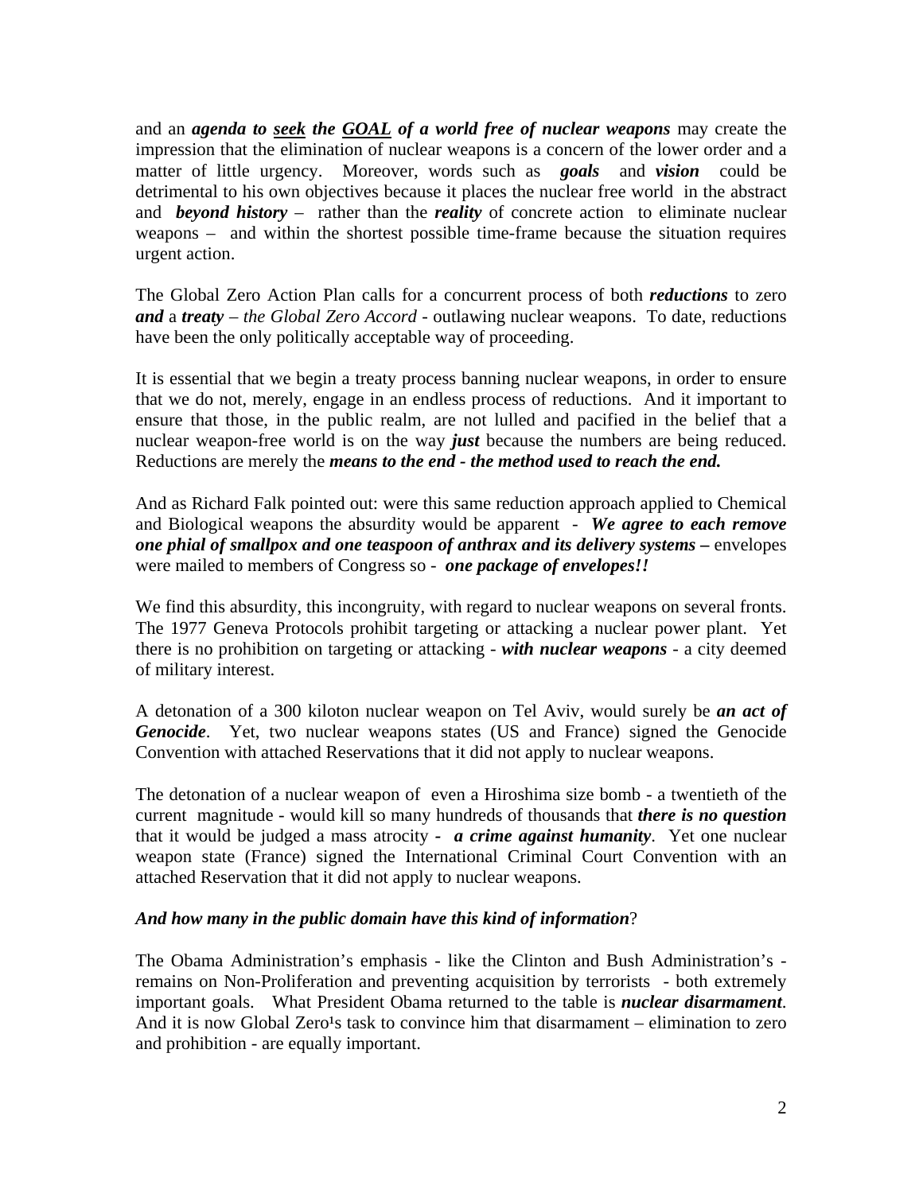and an ***agenda to <u>seek</u> the <u>GOAL</u> of a world free of nuclear weapons*** may create the impression that the elimination of nuclear weapons is a concern of the lower order and a matter of little urgency. Moreover, words such as ***goals*** and ***vision*** could be detrimental to his own objectives because it places the nuclear free world in the abstract and ***beyond history*** – rather than the ***reality*** of concrete action to eliminate nuclear weapons – and within the shortest possible time-frame because the situation requires urgent action.

The Global Zero Action Plan calls for a concurrent process of both ***reductions*** to zero ***and*** a ***treaty*** – *the Global Zero Accord* - outlawing nuclear weapons. To date, reductions have been the only politically acceptable way of proceeding.

It is essential that we begin a treaty process banning nuclear weapons, in order to ensure that we do not, merely, engage in an endless process of reductions. And it important to ensure that those, in the public realm, are not lulled and pacified in the belief that a nuclear weapon-free world is on the way ***just*** because the numbers are being reduced. Reductions are merely the ***means to the end - the method used to reach the end.***

And as Richard Falk pointed out: were this same reduction approach applied to Chemical and Biological weapons the absurdity would be apparent - ***We agree to each remove one phial of smallpox and one teaspoon of anthrax and its delivery systems –*** envelopes were mailed to members of Congress so - ***one package of envelopes!!***

We find this absurdity, this incongruity, with regard to nuclear weapons on several fronts. The 1977 Geneva Protocols prohibit targeting or attacking a nuclear power plant. Yet there is no prohibition on targeting or attacking - ***with nuclear weapons*** - a city deemed of military interest.

A detonation of a 300 kiloton nuclear weapon on Tel Aviv, would surely be ***an act of Genocide***. Yet, two nuclear weapons states (US and France) signed the Genocide Convention with attached Reservations that it did not apply to nuclear weapons.

The detonation of a nuclear weapon of even a Hiroshima size bomb - a twentieth of the current magnitude - would kill so many hundreds of thousands that ***there is no question*** that it would be judged a mass atrocity - ***a crime against humanity***. Yet one nuclear weapon state (France) signed the International Criminal Court Convention with an attached Reservation that it did not apply to nuclear weapons.

***And how many in the public domain have this kind of information***?

The Obama Administration's emphasis - like the Clinton and Bush Administration's - remains on Non-Proliferation and preventing acquisition by terrorists - both extremely important goals. What President Obama returned to the table is ***nuclear disarmament***. And it is now Global Zero's task to convince him that disarmament – elimination to zero and prohibition - are equally important.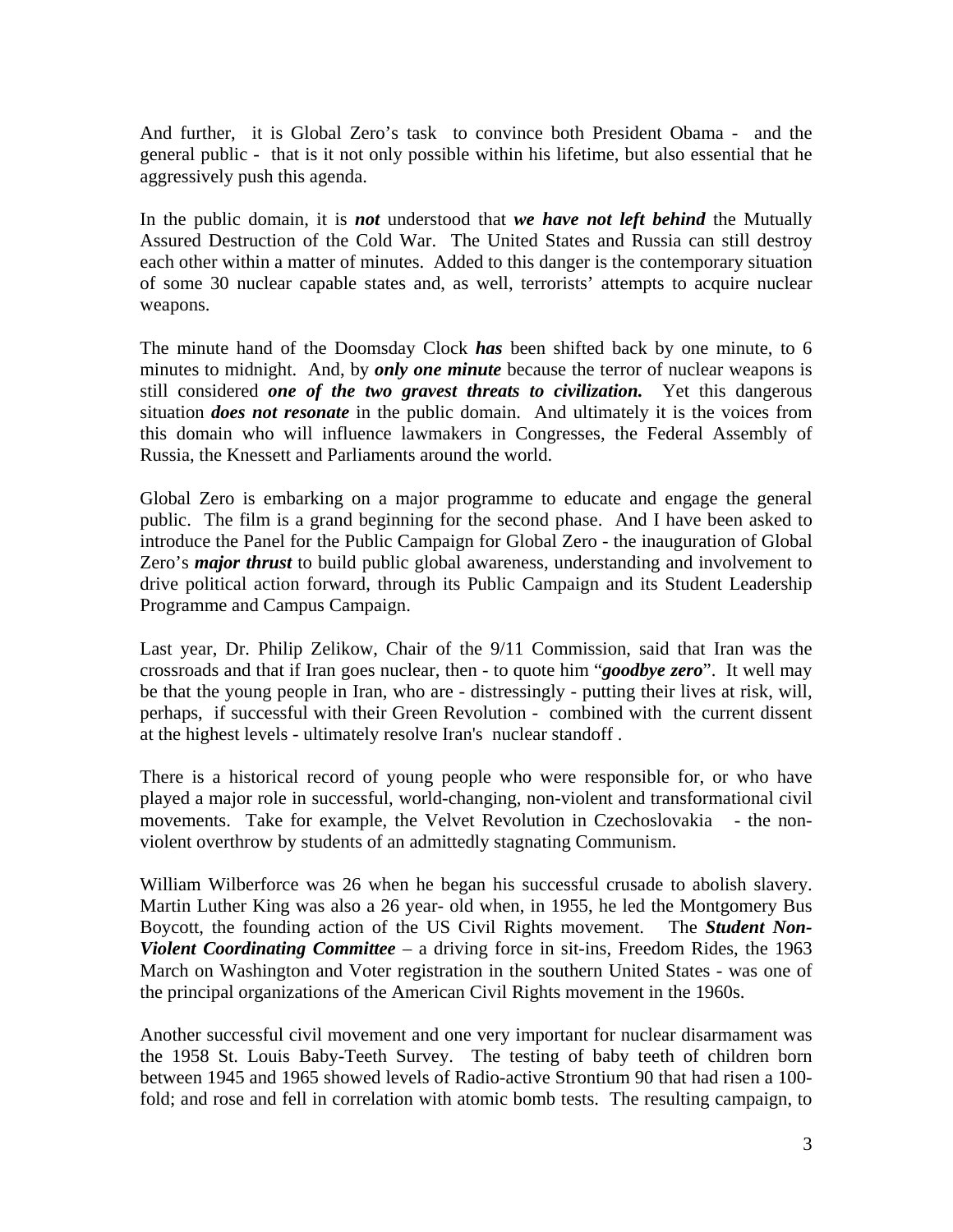And further, it is Global Zero's task to convince both President Obama - and the general public - that is it not only possible within his lifetime, but also essential that he aggressively push this agenda.

In the public domain, it is ***not*** understood that ***we have not left behind*** the Mutually Assured Destruction of the Cold War. The United States and Russia can still destroy each other within a matter of minutes. Added to this danger is the contemporary situation of some 30 nuclear capable states and, as well, terrorists' attempts to acquire nuclear weapons.

The minute hand of the Doomsday Clock ***has*** been shifted back by one minute, to 6 minutes to midnight. And, by ***only one minute*** because the terror of nuclear weapons is still considered ***one of the two gravest threats to civilization.*** Yet this dangerous situation ***does not resonate*** in the public domain. And ultimately it is the voices from this domain who will influence lawmakers in Congresses, the Federal Assembly of Russia, the Knessett and Parliaments around the world.

Global Zero is embarking on a major programme to educate and engage the general public. The film is a grand beginning for the second phase. And I have been asked to introduce the Panel for the Public Campaign for Global Zero - the inauguration of Global Zero's ***major thrust*** to build public global awareness, understanding and involvement to drive political action forward, through its Public Campaign and its Student Leadership Programme and Campus Campaign.

Last year, Dr. Philip Zelikow, Chair of the 9/11 Commission, said that Iran was the crossroads and that if Iran goes nuclear, then - to quote him "***goodbye zero***". It well may be that the young people in Iran, who are - distressingly - putting their lives at risk, will, perhaps, if successful with their Green Revolution - combined with the current dissent at the highest levels - ultimately resolve Iran's nuclear standoff .

There is a historical record of young people who were responsible for, or who have played a major role in successful, world-changing, non-violent and transformational civil movements. Take for example, the Velvet Revolution in Czechoslovakia - the non-violent overthrow by students of an admittedly stagnating Communism.

William Wilberforce was 26 when he began his successful crusade to abolish slavery. Martin Luther King was also a 26 year- old when, in 1955, he led the Montgomery Bus Boycott, the founding action of the US Civil Rights movement. The ***Student Non-Violent Coordinating Committee*** – a driving force in sit-ins, Freedom Rides, the 1963 March on Washington and Voter registration in the southern United States - was one of the principal organizations of the American Civil Rights movement in the 1960s.

Another successful civil movement and one very important for nuclear disarmament was the 1958 St. Louis Baby-Teeth Survey. The testing of baby teeth of children born between 1945 and 1965 showed levels of Radio-active Strontium 90 that had risen a 100-fold; and rose and fell in correlation with atomic bomb tests. The resulting campaign, to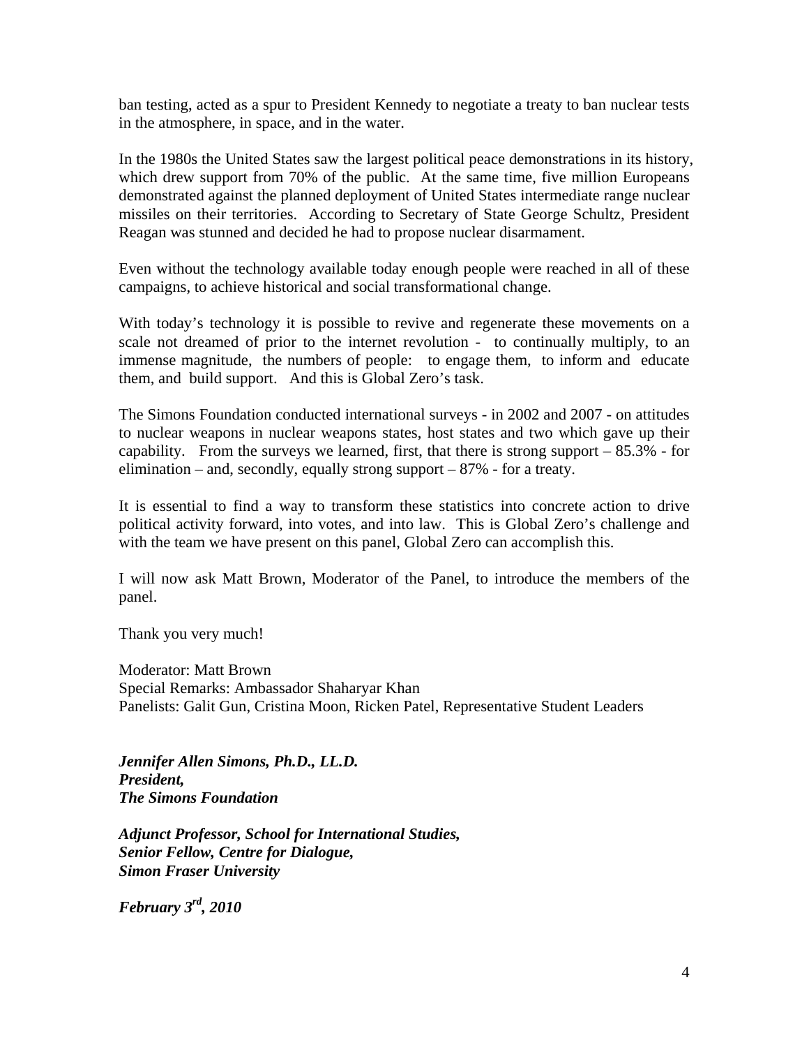ban testing, acted as a spur to President Kennedy to negotiate a treaty to ban nuclear tests in the atmosphere, in space, and in the water.

In the 1980s the United States saw the largest political peace demonstrations in its history, which drew support from 70% of the public. At the same time, five million Europeans demonstrated against the planned deployment of United States intermediate range nuclear missiles on their territories. According to Secretary of State George Schultz, President Reagan was stunned and decided he had to propose nuclear disarmament.

Even without the technology available today enough people were reached in all of these campaigns, to achieve historical and social transformational change.

With today's technology it is possible to revive and regenerate these movements on a scale not dreamed of prior to the internet revolution - to continually multiply, to an immense magnitude, the numbers of people: to engage them, to inform and educate them, and build support. And this is Global Zero's task.

The Simons Foundation conducted international surveys - in 2002 and 2007 - on attitudes to nuclear weapons in nuclear weapons states, host states and two which gave up their capability. From the surveys we learned, first, that there is strong support – 85.3% - for elimination – and, secondly, equally strong support – 87% - for a treaty.

It is essential to find a way to transform these statistics into concrete action to drive political activity forward, into votes, and into law. This is Global Zero's challenge and with the team we have present on this panel, Global Zero can accomplish this.

I will now ask Matt Brown, Moderator of the Panel, to introduce the members of the panel.

Thank you very much!

Moderator: Matt Brown
Special Remarks: Ambassador Shaharyar Khan
Panelists: Galit Gun, Cristina Moon, Ricken Patel, Representative Student Leaders

***Jennifer Allen Simons, Ph.D., LL.D.***
***President,***
***The Simons Foundation***

***Adjunct Professor, School for International Studies,***
***Senior Fellow, Centre for Dialogue,***
***Simon Fraser University***

***February 3rd, 2010***